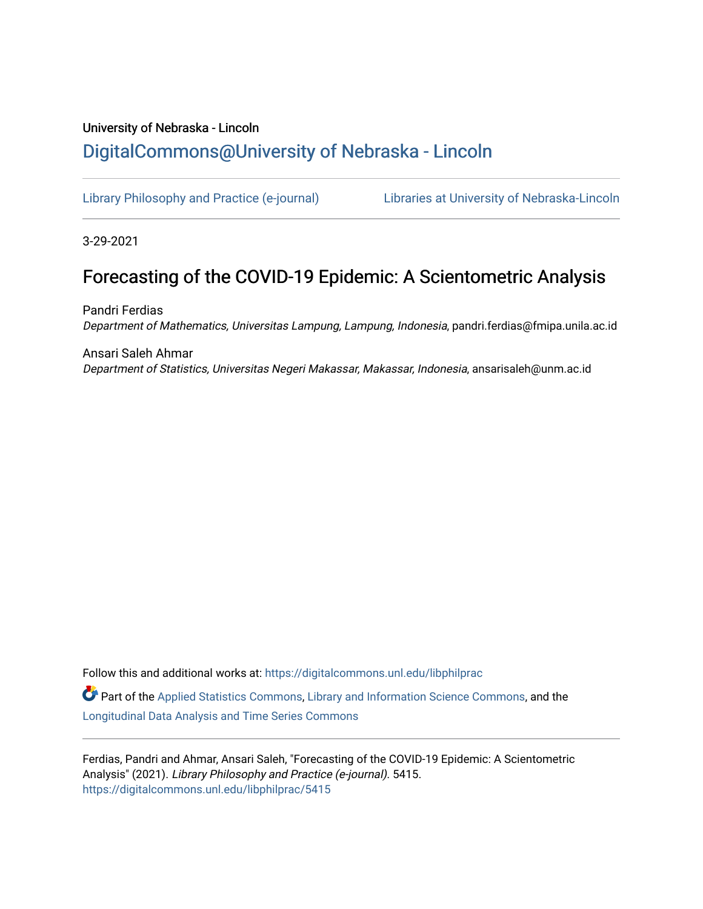University of Nebraska - Lincoln

DigitalCommons@University of Nebraska - Lincoln

Library Philosophy and Practice (e-journal)

Libraries at University of Nebraska-Lincoln

3-29-2021

# Forecasting of the COVID-19 Epidemic: A Scientometric Analysis

Pandri Ferdias
*Department of Mathematics, Universitas Lampung, Lampung, Indonesia*, pandri.ferdias@fmipa.unila.ac.id

Ansari Saleh Ahmar
*Department of Statistics, Universitas Negeri Makassar, Makassar, Indonesia*, ansarisaleh@unm.ac.id

Follow this and additional works at: https://digitalcommons.unl.edu/libphilprac

Part of the Applied Statistics Commons, Library and Information Science Commons, and the Longitudinal Data Analysis and Time Series Commons

Ferdias, Pandri and Ahmar, Ansari Saleh, "Forecasting of the COVID-19 Epidemic: A Scientometric Analysis" (2021). *Library Philosophy and Practice (e-journal)*. 5415.
https://digitalcommons.unl.edu/libphilprac/5415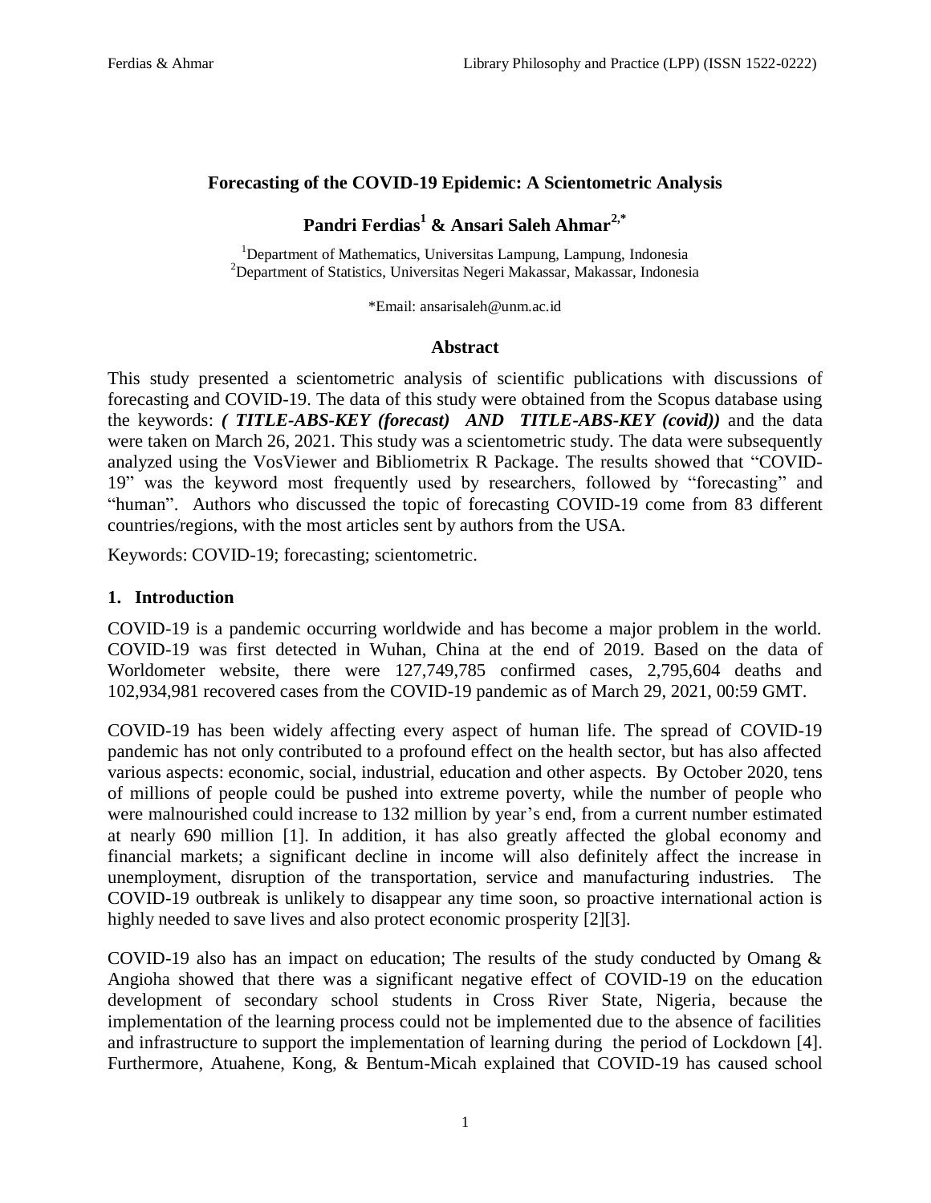# Forecasting of the COVID-19 Epidemic: A Scientometric Analysis

**Pandri Ferdias[1] & Ansari Saleh Ahmar[2,*]**

[1]Department of Mathematics, Universitas Lampung, Lampung, Indonesia
[2]Department of Statistics, Universitas Negeri Makassar, Makassar, Indonesia

*Email: ansarisaleh@unm.ac.id

## Abstract

This study presented a scientometric analysis of scientific publications with discussions of forecasting and COVID-19. The data of this study were obtained from the Scopus database using the keywords: ***( TITLE-ABS-KEY (forecast) AND TITLE-ABS-KEY (covid))*** and the data were taken on March 26, 2021. This study was a scientometric study. The data were subsequently analyzed using the VosViewer and Bibliometrix R Package. The results showed that "COVID-19" was the keyword most frequently used by researchers, followed by "forecasting" and "human". Authors who discussed the topic of forecasting COVID-19 come from 83 different countries/regions, with the most articles sent by authors from the USA.

Keywords: COVID-19; forecasting; scientometric.

## 1. Introduction

COVID-19 is a pandemic occurring worldwide and has become a major problem in the world. COVID-19 was first detected in Wuhan, China at the end of 2019. Based on the data of Worldometer website, there were 127,749,785 confirmed cases, 2,795,604 deaths and 102,934,981 recovered cases from the COVID-19 pandemic as of March 29, 2021, 00:59 GMT.

COVID-19 has been widely affecting every aspect of human life. The spread of COVID-19 pandemic has not only contributed to a profound effect on the health sector, but has also affected various aspects: economic, social, industrial, education and other aspects. By October 2020, tens of millions of people could be pushed into extreme poverty, while the number of people who were malnourished could increase to 132 million by year's end, from a current number estimated at nearly 690 million [1]. In addition, it has also greatly affected the global economy and financial markets; a significant decline in income will also definitely affect the increase in unemployment, disruption of the transportation, service and manufacturing industries. The COVID-19 outbreak is unlikely to disappear any time soon, so proactive international action is highly needed to save lives and also protect economic prosperity [2][3].

COVID-19 also has an impact on education; The results of the study conducted by Omang & Angioha showed that there was a significant negative effect of COVID-19 on the education development of secondary school students in Cross River State, Nigeria, because the implementation of the learning process could not be implemented due to the absence of facilities and infrastructure to support the implementation of learning during the period of Lockdown [4]. Furthermore, Atuahene, Kong, & Bentum-Micah explained that COVID-19 has caused school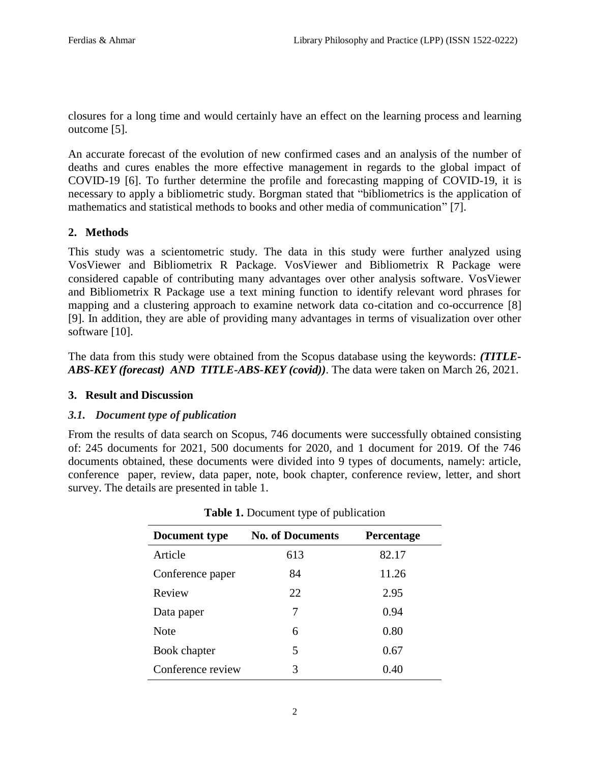closures for a long time and would certainly have an effect on the learning process and learning outcome [5].

An accurate forecast of the evolution of new confirmed cases and an analysis of the number of deaths and cures enables the more effective management in regards to the global impact of COVID-19 [6]. To further determine the profile and forecasting mapping of COVID-19, it is necessary to apply a bibliometric study. Borgman stated that "bibliometrics is the application of mathematics and statistical methods to books and other media of communication" [7].

## 2. Methods

This study was a scientometric study. The data in this study were further analyzed using VosViewer and Bibliometrix R Package. VosViewer and Bibliometrix R Package were considered capable of contributing many advantages over other analysis software. VosViewer and Bibliometrix R Package use a text mining function to identify relevant word phrases for mapping and a clustering approach to examine network data co-citation and co-occurrence [8] [9]. In addition, they are able of providing many advantages in terms of visualization over other software [10].

The data from this study were obtained from the Scopus database using the keywords: ***(TITLE-ABS-KEY (forecast) AND TITLE-ABS-KEY (covid))***. The data were taken on March 26, 2021.

## 3. Result and Discussion

### *3.1. Document type of publication*

From the results of data search on Scopus, 746 documents were successfully obtained consisting of: 245 documents for 2021, 500 documents for 2020, and 1 document for 2019. Of the 746 documents obtained, these documents were divided into 9 types of documents, namely: article, conference paper, review, data paper, note, book chapter, conference review, letter, and short survey. The details are presented in table 1.

**Table 1.** Document type of publication

| Document type | No. of Documents | Percentage |
|---|---|---|
| Article | 613 | 82.17 |
| Conference paper | 84 | 11.26 |
| Review | 22 | 2.95 |
| Data paper | 7 | 0.94 |
| Note | 6 | 0.80 |
| Book chapter | 5 | 0.67 |
| Conference review | 3 | 0.40 |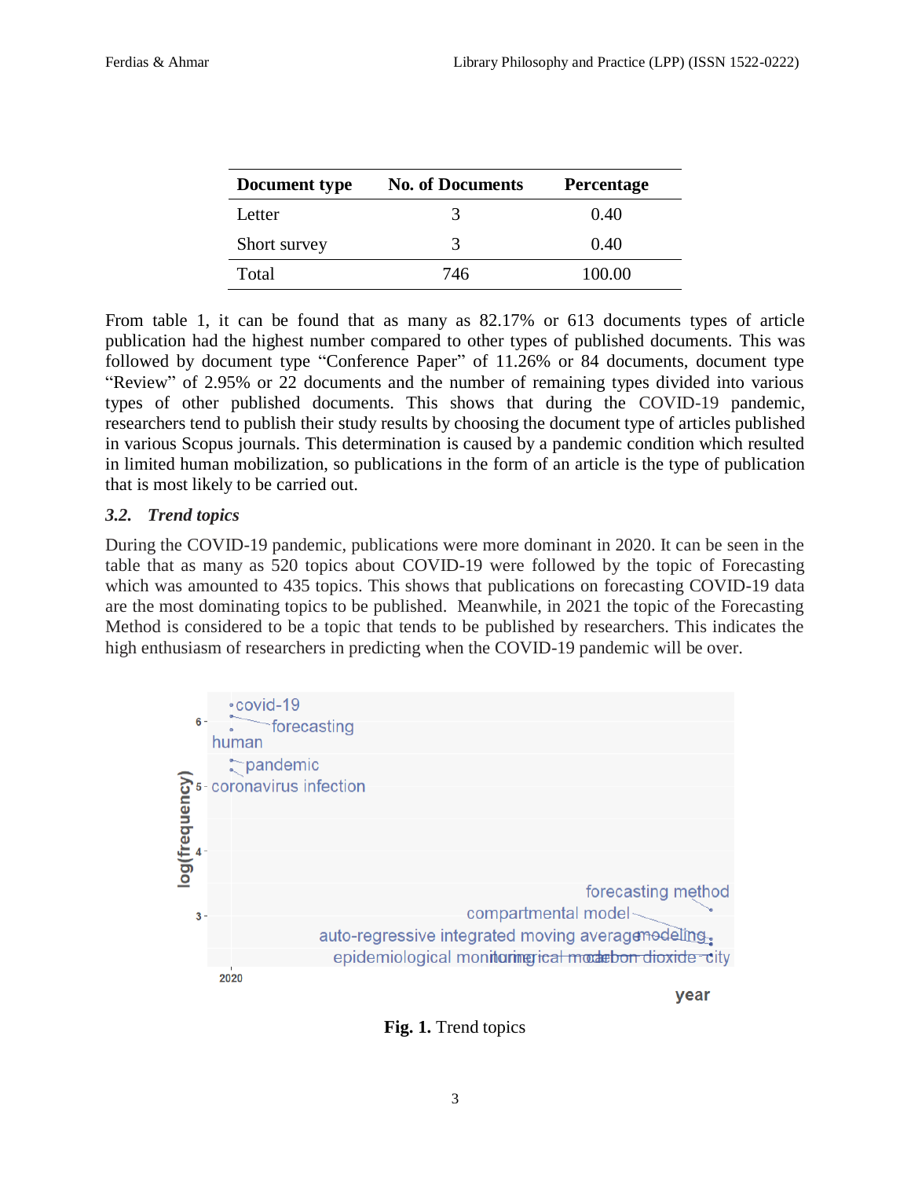| Document type | No. of Documents | Percentage |
|---|---|---|
| Letter | 3 | 0.40 |
| Short survey | 3 | 0.40 |
| Total | 746 | 100.00 |

From table 1, it can be found that as many as 82.17% or 613 documents types of article publication had the highest number compared to other types of published documents. This was followed by document type "Conference Paper" of 11.26% or 84 documents, document type "Review" of 2.95% or 22 documents and the number of remaining types divided into various types of other published documents. This shows that during the COVID-19 pandemic, researchers tend to publish their study results by choosing the document type of articles published in various Scopus journals. This determination is caused by a pandemic condition which resulted in limited human mobilization, so publications in the form of an article is the type of publication that is most likely to be carried out.

### *3.2. Trend topics*

During the COVID-19 pandemic, publications were more dominant in 2020. It can be seen in the table that as many as 520 topics about COVID-19 were followed by the topic of Forecasting which was amounted to 435 topics. This shows that publications on forecasting COVID-19 data are the most dominating topics to be published. Meanwhile, in 2021 the topic of the Forecasting Method is considered to be a topic that tends to be published by researchers. This indicates the high enthusiasm of researchers in predicting when the COVID-19 pandemic will be over.

**Fig. 1.** Trend topics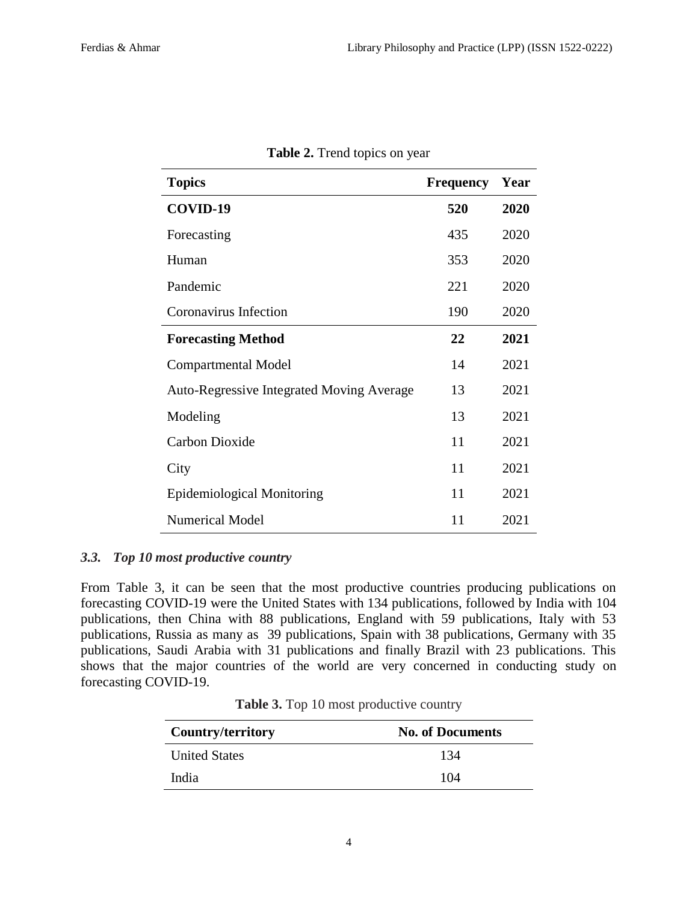**Table 2.** Trend topics on year

| Topics | Frequency | Year |
|---|---|---|
| **COVID-19** | **520** | **2020** |
| Forecasting | 435 | 2020 |
| Human | 353 | 2020 |
| Pandemic | 221 | 2020 |
| Coronavirus Infection | 190 | 2020 |
| **Forecasting Method** | **22** | **2021** |
| Compartmental Model | 14 | 2021 |
| Auto-Regressive Integrated Moving Average | 13 | 2021 |
| Modeling | 13 | 2021 |
| Carbon Dioxide | 11 | 2021 |
| City | 11 | 2021 |
| Epidemiological Monitoring | 11 | 2021 |
| Numerical Model | 11 | 2021 |

### *3.3. Top 10 most productive country*

From Table 3, it can be seen that the most productive countries producing publications on forecasting COVID-19 were the United States with 134 publications, followed by India with 104 publications, then China with 88 publications, England with 59 publications, Italy with 53 publications, Russia as many as 39 publications, Spain with 38 publications, Germany with 35 publications, Saudi Arabia with 31 publications and finally Brazil with 23 publications. This shows that the major countries of the world are very concerned in conducting study on forecasting COVID-19.

**Table 3.** Top 10 most productive country

| Country/territory | No. of Documents |
|---|---|
| United States | 134 |
| India | 104 |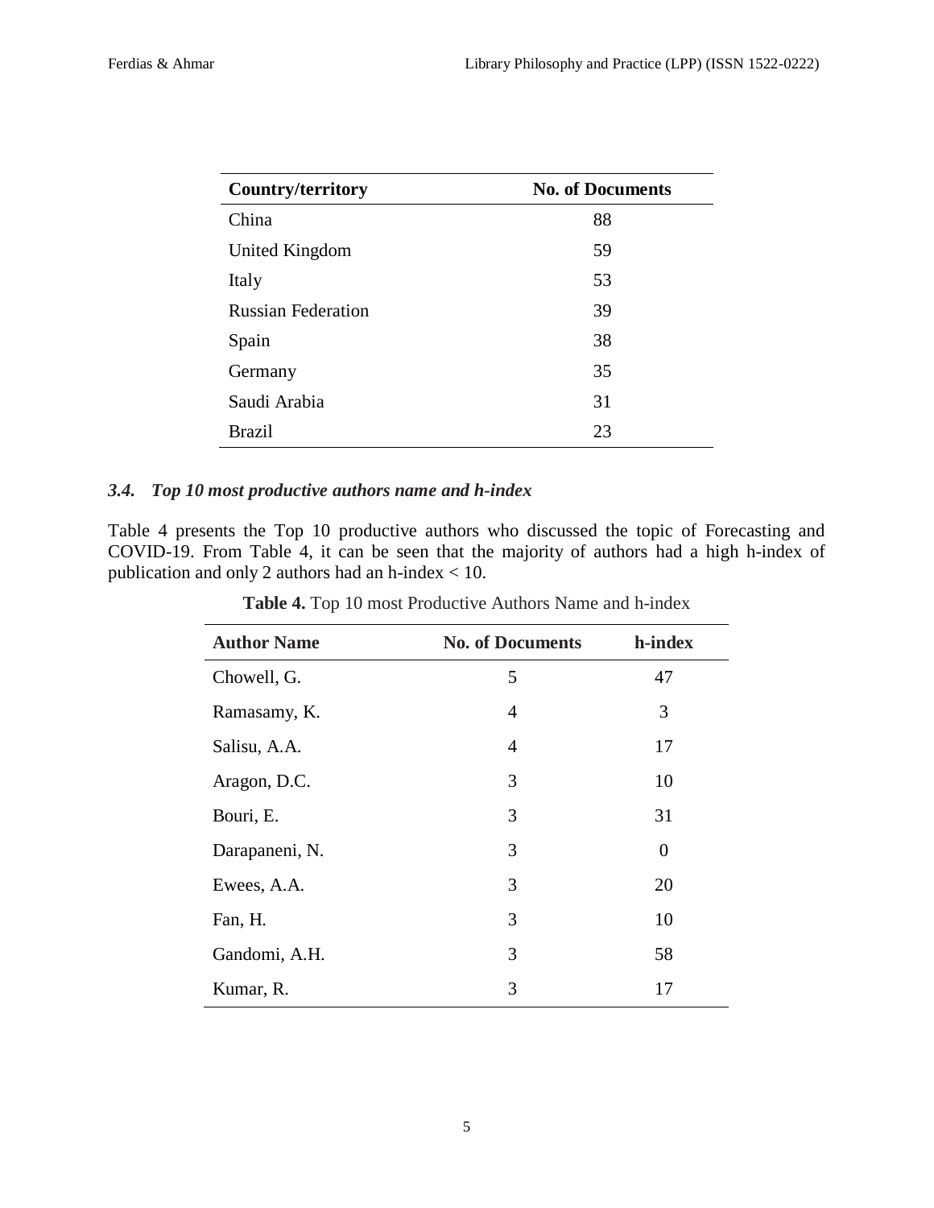| Country/territory | No. of Documents |
|---|---|
| China | 88 |
| United Kingdom | 59 |
| Italy | 53 |
| Russian Federation | 39 |
| Spain | 38 |
| Germany | 35 |
| Saudi Arabia | 31 |
| Brazil | 23 |

### *3.4. Top 10 most productive authors name and h-index*

Table 4 presents the Top 10 productive authors who discussed the topic of Forecasting and COVID-19. From Table 4, it can be seen that the majority of authors had a high h-index of publication and only 2 authors had an h-index < 10.

**Table 4.** Top 10 most Productive Authors Name and h-index

| Author Name | No. of Documents | h-index |
|---|---|---|
| Chowell, G. | 5 | 47 |
| Ramasamy, K. | 4 | 3 |
| Salisu, A.A. | 4 | 17 |
| Aragon, D.C. | 3 | 10 |
| Bouri, E. | 3 | 31 |
| Darapaneni, N. | 3 | 0 |
| Ewees, A.A. | 3 | 20 |
| Fan, H. | 3 | 10 |
| Gandomi, A.H. | 3 | 58 |
| Kumar, R. | 3 | 17 |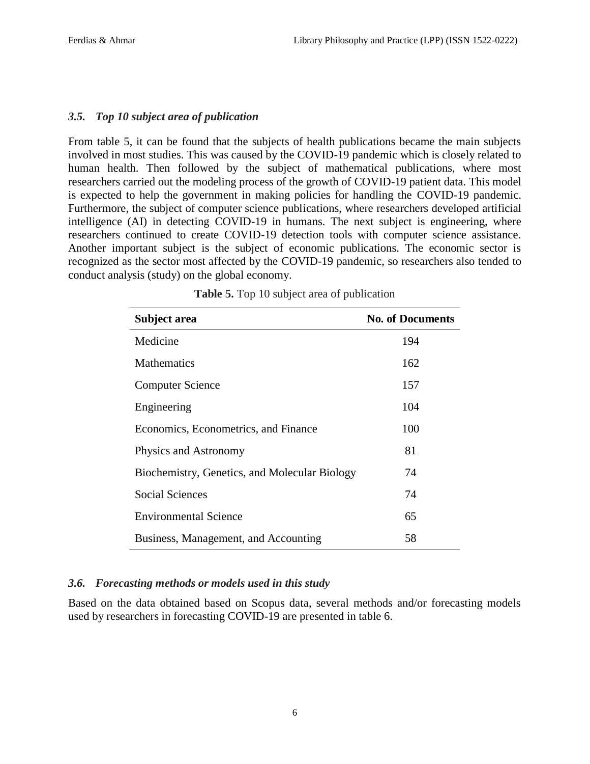### *3.5. Top 10 subject area of publication*

From table 5, it can be found that the subjects of health publications became the main subjects involved in most studies. This was caused by the COVID-19 pandemic which is closely related to human health. Then followed by the subject of mathematical publications, where most researchers carried out the modeling process of the growth of COVID-19 patient data. This model is expected to help the government in making policies for handling the COVID-19 pandemic. Furthermore, the subject of computer science publications, where researchers developed artificial intelligence (AI) in detecting COVID-19 in humans. The next subject is engineering, where researchers continued to create COVID-19 detection tools with computer science assistance. Another important subject is the subject of economic publications. The economic sector is recognized as the sector most affected by the COVID-19 pandemic, so researchers also tended to conduct analysis (study) on the global economy.

**Table 5.** Top 10 subject area of publication

| Subject area | No. of Documents |
|---|---|
| Medicine | 194 |
| Mathematics | 162 |
| Computer Science | 157 |
| Engineering | 104 |
| Economics, Econometrics, and Finance | 100 |
| Physics and Astronomy | 81 |
| Biochemistry, Genetics, and Molecular Biology | 74 |
| Social Sciences | 74 |
| Environmental Science | 65 |
| Business, Management, and Accounting | 58 |

### *3.6. Forecasting methods or models used in this study*

Based on the data obtained based on Scopus data, several methods and/or forecasting models used by researchers in forecasting COVID-19 are presented in table 6.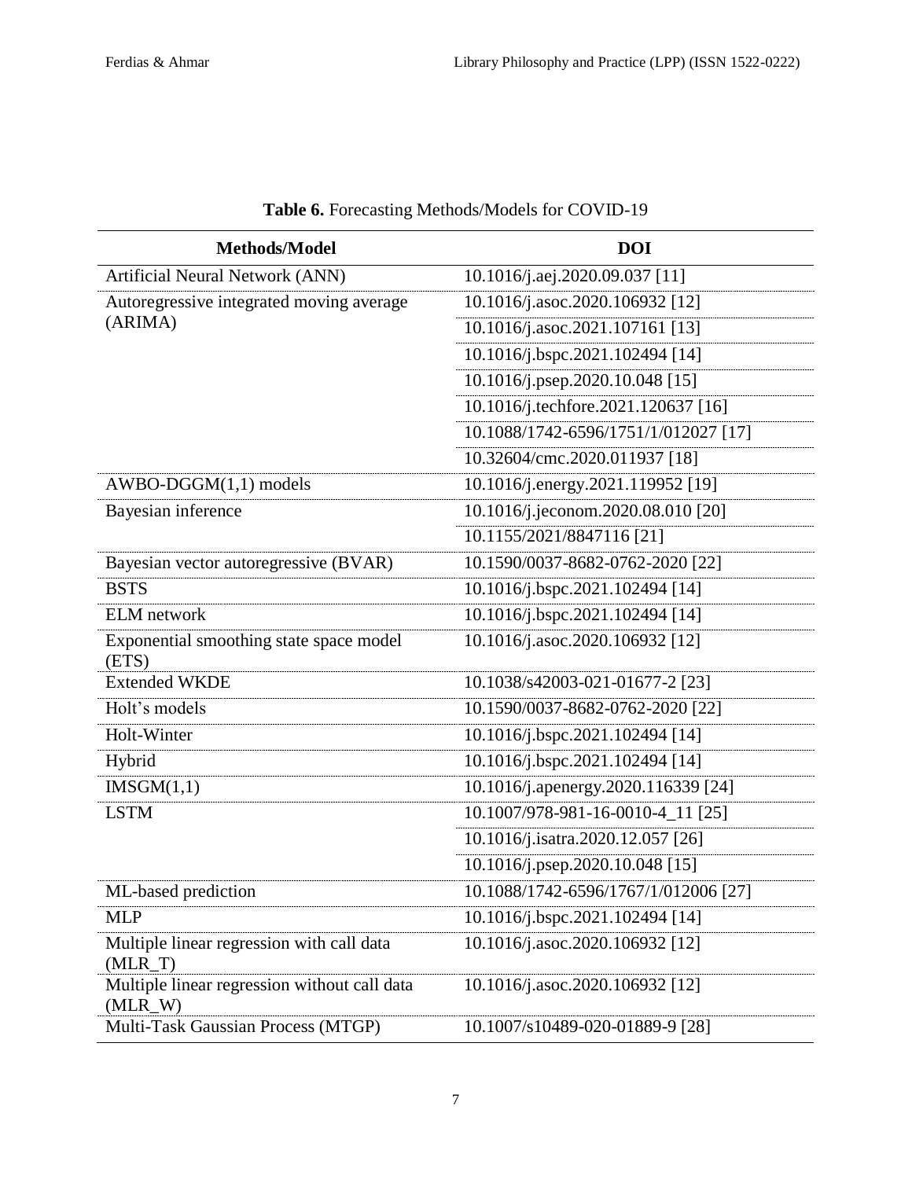**Table 6.** Forecasting Methods/Models for COVID-19

| Methods/Model | DOI |
|---|---|
| Artificial Neural Network (ANN) | 10.1016/j.aej.2020.09.037 [11] |
| Autoregressive integrated moving average (ARIMA) | 10.1016/j.asoc.2020.106932 [12] |
| | 10.1016/j.asoc.2021.107161 [13] |
| | 10.1016/j.bspc.2021.102494 [14] |
| | 10.1016/j.psep.2020.10.048 [15] |
| | 10.1016/j.techfore.2021.120637 [16] |
| | 10.1088/1742-6596/1751/1/012027 [17] |
| | 10.32604/cmc.2020.011937 [18] |
| AWBO-DGGM(1,1) models | 10.1016/j.energy.2021.119952 [19] |
| Bayesian inference | 10.1016/j.jeconom.2020.08.010 [20] |
| | 10.1155/2021/8847116 [21] |
| Bayesian vector autoregressive (BVAR) | 10.1590/0037-8682-0762-2020 [22] |
| BSTS | 10.1016/j.bspc.2021.102494 [14] |
| ELM network | 10.1016/j.bspc.2021.102494 [14] |
| Exponential smoothing state space model (ETS) | 10.1016/j.asoc.2020.106932 [12] |
| Extended WKDE | 10.1038/s42003-021-01677-2 [23] |
| Holt's models | 10.1590/0037-8682-0762-2020 [22] |
| Holt-Winter | 10.1016/j.bspc.2021.102494 [14] |
| Hybrid | 10.1016/j.bspc.2021.102494 [14] |
| IMSGM(1,1) | 10.1016/j.apenergy.2020.116339 [24] |
| LSTM | 10.1007/978-981-16-0010-4_11 [25] |
| | 10.1016/j.isatra.2020.12.057 [26] |
| | 10.1016/j.psep.2020.10.048 [15] |
| ML-based prediction | 10.1088/1742-6596/1767/1/012006 [27] |
| MLP | 10.1016/j.bspc.2021.102494 [14] |
| Multiple linear regression with call data (MLR_T) | 10.1016/j.asoc.2020.106932 [12] |
| Multiple linear regression without call data (MLR_W) | 10.1016/j.asoc.2020.106932 [12] |
| Multi-Task Gaussian Process (MTGP) | 10.1007/s10489-020-01889-9 [28] |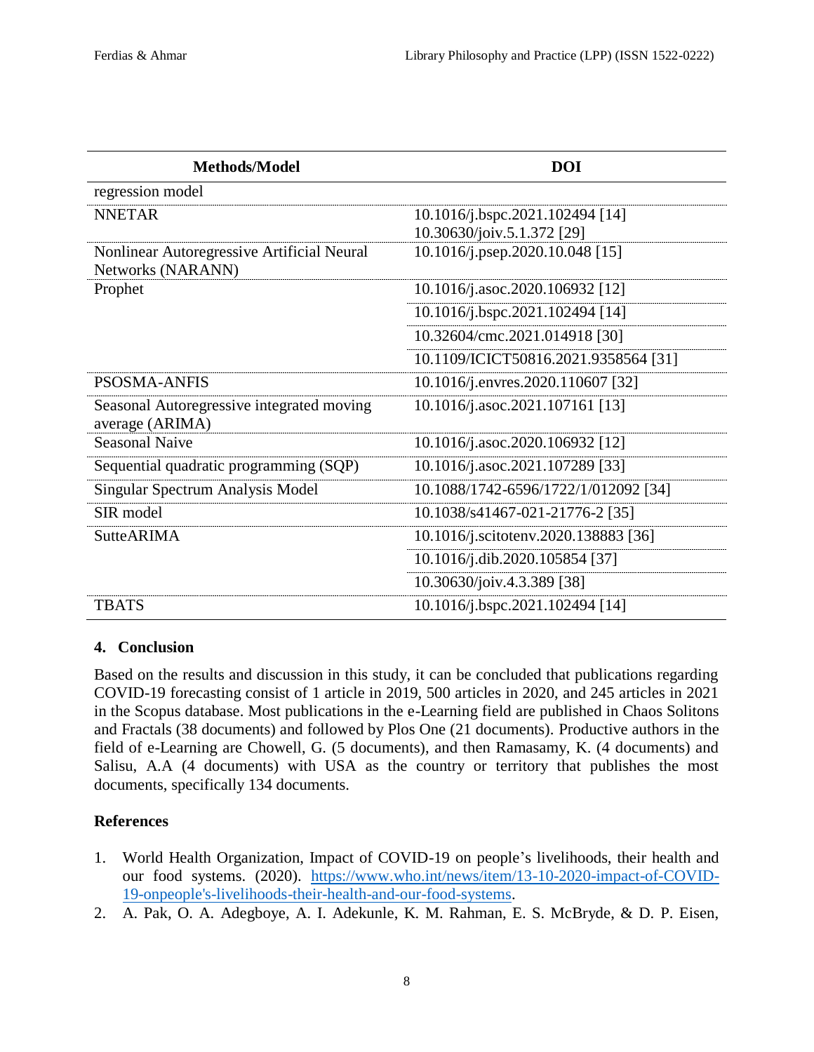| Methods/Model | DOI |
|---|---|
| regression model | |
| NNETAR | 10.1016/j.bspc.2021.102494 [14]<br>10.30630/joiv.5.1.372 [29] |
| Nonlinear Autoregressive Artificial Neural Networks (NARANN) | 10.1016/j.psep.2020.10.048 [15] |
| Prophet | 10.1016/j.asoc.2020.106932 [12] |
| | 10.1016/j.bspc.2021.102494 [14] |
| | 10.32604/cmc.2021.014918 [30] |
| | 10.1109/ICICT50816.2021.9358564 [31] |
| PSOSMA-ANFIS | 10.1016/j.envres.2020.110607 [32] |
| Seasonal Autoregressive integrated moving average (ARIMA) | 10.1016/j.asoc.2021.107161 [13] |
| Seasonal Naive | 10.1016/j.asoc.2020.106932 [12] |
| Sequential quadratic programming (SQP) | 10.1016/j.asoc.2021.107289 [33] |
| Singular Spectrum Analysis Model | 10.1088/1742-6596/1722/1/012092 [34] |
| SIR model | 10.1038/s41467-021-21776-2 [35] |
| SutteARIMA | 10.1016/j.scitotenv.2020.138883 [36] |
| | 10.1016/j.dib.2020.105854 [37] |
| | 10.30630/joiv.4.3.389 [38] |
| TBATS | 10.1016/j.bspc.2021.102494 [14] |

## 4. Conclusion

Based on the results and discussion in this study, it can be concluded that publications regarding COVID-19 forecasting consist of 1 article in 2019, 500 articles in 2020, and 245 articles in 2021 in the Scopus database. Most publications in the e-Learning field are published in Chaos Solitons and Fractals (38 documents) and followed by Plos One (21 documents). Productive authors in the field of e-Learning are Chowell, G. (5 documents), and then Ramasamy, K. (4 documents) and Salisu, A.A (4 documents) with USA as the country or territory that publishes the most documents, specifically 134 documents.

## References

1. World Health Organization, Impact of COVID-19 on people's livelihoods, their health and our food systems. (2020). https://www.who.int/news/item/13-10-2020-impact-of-COVID-19-onpeople's-livelihoods-their-health-and-our-food-systems.
2. A. Pak, O. A. Adegboye, A. I. Adekunle, K. M. Rahman, E. S. McBryde, & D. P. Eisen,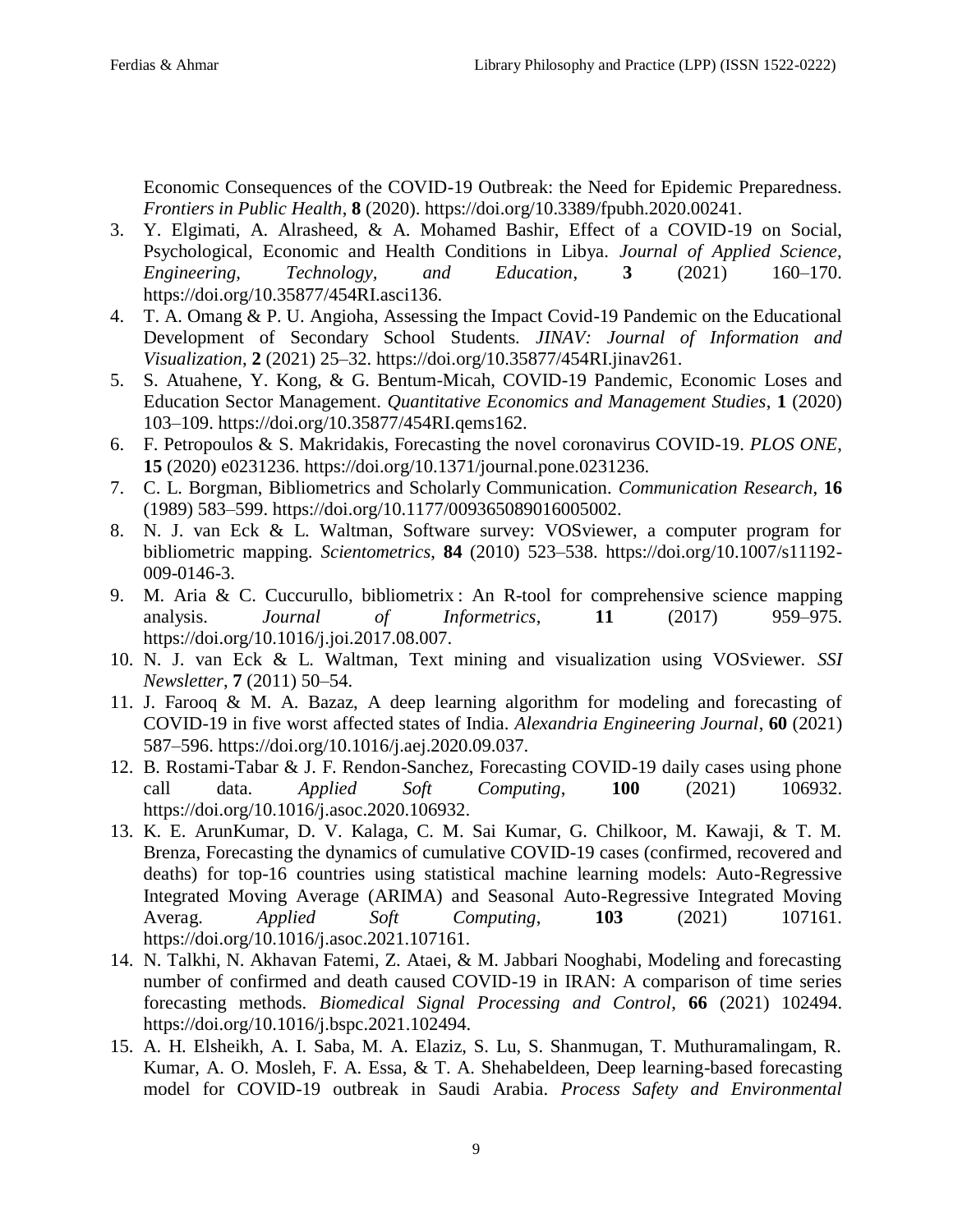Economic Consequences of the COVID-19 Outbreak: the Need for Epidemic Preparedness. *Frontiers in Public Health*, **8** (2020). https://doi.org/10.3389/fpubh.2020.00241.

3. Y. Elgimati, A. Alrasheed, & A. Mohamed Bashir, Effect of a COVID-19 on Social, Psychological, Economic and Health Conditions in Libya. *Journal of Applied Science, Engineering, Technology, and Education*, **3** (2021) 160–170. https://doi.org/10.35877/454RI.asci136.
4. T. A. Omang & P. U. Angioha, Assessing the Impact Covid-19 Pandemic on the Educational Development of Secondary School Students. *JINAV: Journal of Information and Visualization*, **2** (2021) 25–32. https://doi.org/10.35877/454RI.jinav261.
5. S. Atuahene, Y. Kong, & G. Bentum-Micah, COVID-19 Pandemic, Economic Loses and Education Sector Management. *Quantitative Economics and Management Studies*, **1** (2020) 103–109. https://doi.org/10.35877/454RI.qems162.
6. F. Petropoulos & S. Makridakis, Forecasting the novel coronavirus COVID-19. *PLOS ONE*, **15** (2020) e0231236. https://doi.org/10.1371/journal.pone.0231236.
7. C. L. Borgman, Bibliometrics and Scholarly Communication. *Communication Research*, **16** (1989) 583–599. https://doi.org/10.1177/009365089016005002.
8. N. J. van Eck & L. Waltman, Software survey: VOSviewer, a computer program for bibliometric mapping. *Scientometrics*, **84** (2010) 523–538. https://doi.org/10.1007/s11192-009-0146-3.
9. M. Aria & C. Cuccurullo, bibliometrix : An R-tool for comprehensive science mapping analysis. *Journal of Informetrics*, **11** (2017) 959–975. https://doi.org/10.1016/j.joi.2017.08.007.
10. N. J. van Eck & L. Waltman, Text mining and visualization using VOSviewer. *SSI Newsletter*, **7** (2011) 50–54.
11. J. Farooq & M. A. Bazaz, A deep learning algorithm for modeling and forecasting of COVID-19 in five worst affected states of India. *Alexandria Engineering Journal*, **60** (2021) 587–596. https://doi.org/10.1016/j.aej.2020.09.037.
12. B. Rostami-Tabar & J. F. Rendon-Sanchez, Forecasting COVID-19 daily cases using phone call data. *Applied Soft Computing*, **100** (2021) 106932. https://doi.org/10.1016/j.asoc.2020.106932.
13. K. E. ArunKumar, D. V. Kalaga, C. M. Sai Kumar, G. Chilkoor, M. Kawaji, & T. M. Brenza, Forecasting the dynamics of cumulative COVID-19 cases (confirmed, recovered and deaths) for top-16 countries using statistical machine learning models: Auto-Regressive Integrated Moving Average (ARIMA) and Seasonal Auto-Regressive Integrated Moving Averag. *Applied Soft Computing*, **103** (2021) 107161. https://doi.org/10.1016/j.asoc.2021.107161.
14. N. Talkhi, N. Akhavan Fatemi, Z. Ataei, & M. Jabbari Nooghabi, Modeling and forecasting number of confirmed and death caused COVID-19 in IRAN: A comparison of time series forecasting methods. *Biomedical Signal Processing and Control*, **66** (2021) 102494. https://doi.org/10.1016/j.bspc.2021.102494.
15. A. H. Elsheikh, A. I. Saba, M. A. Elaziz, S. Lu, S. Shanmugan, T. Muthuramalingam, R. Kumar, A. O. Mosleh, F. A. Essa, & T. A. Shehabeldeen, Deep learning-based forecasting model for COVID-19 outbreak in Saudi Arabia. *Process Safety and Environmental*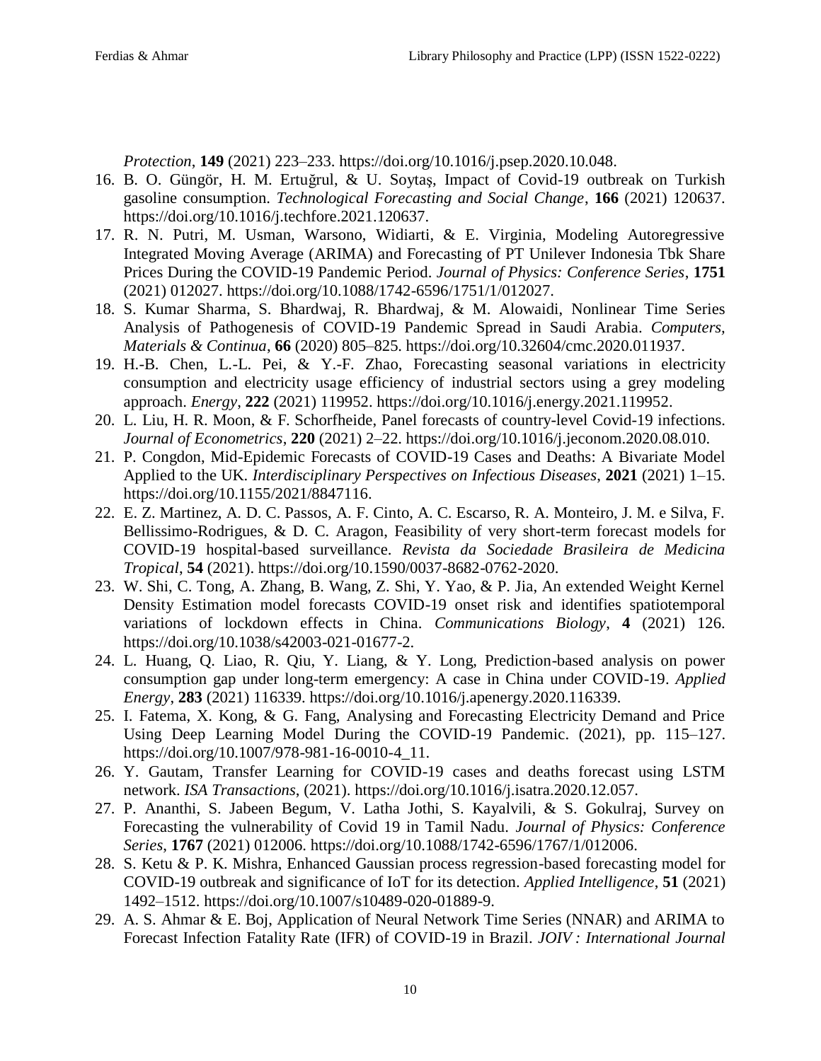*Protection*, **149** (2021) 223–233. https://doi.org/10.1016/j.psep.2020.10.048.

16. B. O. Güngör, H. M. Ertuğrul, & U. Soytaş, Impact of Covid-19 outbreak on Turkish gasoline consumption. *Technological Forecasting and Social Change*, **166** (2021) 120637. https://doi.org/10.1016/j.techfore.2021.120637.
17. R. N. Putri, M. Usman, Warsono, Widiarti, & E. Virginia, Modeling Autoregressive Integrated Moving Average (ARIMA) and Forecasting of PT Unilever Indonesia Tbk Share Prices During the COVID-19 Pandemic Period. *Journal of Physics: Conference Series*, **1751** (2021) 012027. https://doi.org/10.1088/1742-6596/1751/1/012027.
18. S. Kumar Sharma, S. Bhardwaj, R. Bhardwaj, & M. Alowaidi, Nonlinear Time Series Analysis of Pathogenesis of COVID-19 Pandemic Spread in Saudi Arabia. *Computers, Materials & Continua*, **66** (2020) 805–825. https://doi.org/10.32604/cmc.2020.011937.
19. H.-B. Chen, L.-L. Pei, & Y.-F. Zhao, Forecasting seasonal variations in electricity consumption and electricity usage efficiency of industrial sectors using a grey modeling approach. *Energy*, **222** (2021) 119952. https://doi.org/10.1016/j.energy.2021.119952.
20. L. Liu, H. R. Moon, & F. Schorfheide, Panel forecasts of country-level Covid-19 infections. *Journal of Econometrics*, **220** (2021) 2–22. https://doi.org/10.1016/j.jeconom.2020.08.010.
21. P. Congdon, Mid-Epidemic Forecasts of COVID-19 Cases and Deaths: A Bivariate Model Applied to the UK. *Interdisciplinary Perspectives on Infectious Diseases*, **2021** (2021) 1–15. https://doi.org/10.1155/2021/8847116.
22. E. Z. Martinez, A. D. C. Passos, A. F. Cinto, A. C. Escarso, R. A. Monteiro, J. M. e Silva, F. Bellissimo-Rodrigues, & D. C. Aragon, Feasibility of very short-term forecast models for COVID-19 hospital-based surveillance. *Revista da Sociedade Brasileira de Medicina Tropical*, **54** (2021). https://doi.org/10.1590/0037-8682-0762-2020.
23. W. Shi, C. Tong, A. Zhang, B. Wang, Z. Shi, Y. Yao, & P. Jia, An extended Weight Kernel Density Estimation model forecasts COVID-19 onset risk and identifies spatiotemporal variations of lockdown effects in China. *Communications Biology*, **4** (2021) 126. https://doi.org/10.1038/s42003-021-01677-2.
24. L. Huang, Q. Liao, R. Qiu, Y. Liang, & Y. Long, Prediction-based analysis on power consumption gap under long-term emergency: A case in China under COVID-19. *Applied Energy*, **283** (2021) 116339. https://doi.org/10.1016/j.apenergy.2020.116339.
25. I. Fatema, X. Kong, & G. Fang, Analysing and Forecasting Electricity Demand and Price Using Deep Learning Model During the COVID-19 Pandemic. (2021), pp. 115–127. https://doi.org/10.1007/978-981-16-0010-4_11.
26. Y. Gautam, Transfer Learning for COVID-19 cases and deaths forecast using LSTM network. *ISA Transactions*, (2021). https://doi.org/10.1016/j.isatra.2020.12.057.
27. P. Ananthi, S. Jabeen Begum, V. Latha Jothi, S. Kayalvili, & S. Gokulraj, Survey on Forecasting the vulnerability of Covid 19 in Tamil Nadu. *Journal of Physics: Conference Series*, **1767** (2021) 012006. https://doi.org/10.1088/1742-6596/1767/1/012006.
28. S. Ketu & P. K. Mishra, Enhanced Gaussian process regression-based forecasting model for COVID-19 outbreak and significance of IoT for its detection. *Applied Intelligence*, **51** (2021) 1492–1512. https://doi.org/10.1007/s10489-020-01889-9.
29. A. S. Ahmar & E. Boj, Application of Neural Network Time Series (NNAR) and ARIMA to Forecast Infection Fatality Rate (IFR) of COVID-19 in Brazil. *JOIV : International Journal*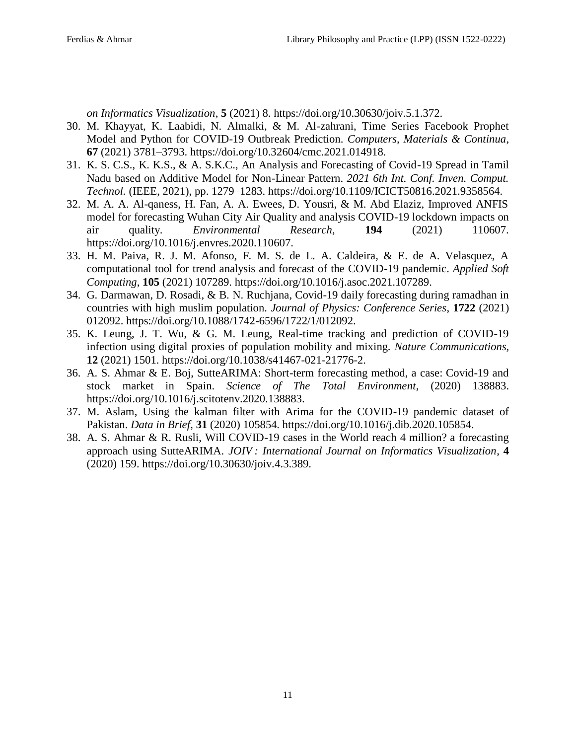on *Informatics Visualization*, **5** (2021) 8. https://doi.org/10.30630/joiv.5.1.372.

30. M. Khayyat, K. Laabidi, N. Almalki, & M. Al-zahrani, Time Series Facebook Prophet Model and Python for COVID-19 Outbreak Prediction. *Computers, Materials & Continua*, **67** (2021) 3781–3793. https://doi.org/10.32604/cmc.2021.014918.
31. K. S. C.S., K. K.S., & A. S.K.C., An Analysis and Forecasting of Covid-19 Spread in Tamil Nadu based on Additive Model for Non-Linear Pattern. *2021 6th Int. Conf. Inven. Comput. Technol.* (IEEE, 2021), pp. 1279–1283. https://doi.org/10.1109/ICICT50816.2021.9358564.
32. M. A. A. Al-qaness, H. Fan, A. A. Ewees, D. Yousri, & M. Abd Elaziz, Improved ANFIS model for forecasting Wuhan City Air Quality and analysis COVID-19 lockdown impacts on air quality. *Environmental Research*, **194** (2021) 110607. https://doi.org/10.1016/j.envres.2020.110607.
33. H. M. Paiva, R. J. M. Afonso, F. M. S. de L. A. Caldeira, & E. de A. Velasquez, A computational tool for trend analysis and forecast of the COVID-19 pandemic. *Applied Soft Computing*, **105** (2021) 107289. https://doi.org/10.1016/j.asoc.2021.107289.
34. G. Darmawan, D. Rosadi, & B. N. Ruchjana, Covid-19 daily forecasting during ramadhan in countries with high muslim population. *Journal of Physics: Conference Series*, **1722** (2021) 012092. https://doi.org/10.1088/1742-6596/1722/1/012092.
35. K. Leung, J. T. Wu, & G. M. Leung, Real-time tracking and prediction of COVID-19 infection using digital proxies of population mobility and mixing. *Nature Communications*, **12** (2021) 1501. https://doi.org/10.1038/s41467-021-21776-2.
36. A. S. Ahmar & E. Boj, SutteARIMA: Short-term forecasting method, a case: Covid-19 and stock market in Spain. *Science of The Total Environment*, (2020) 138883. https://doi.org/10.1016/j.scitotenv.2020.138883.
37. M. Aslam, Using the kalman filter with Arima for the COVID-19 pandemic dataset of Pakistan. *Data in Brief*, **31** (2020) 105854. https://doi.org/10.1016/j.dib.2020.105854.
38. A. S. Ahmar & R. Rusli, Will COVID-19 cases in the World reach 4 million? a forecasting approach using SutteARIMA. *JOIV : International Journal on Informatics Visualization*, **4** (2020) 159. https://doi.org/10.30630/joiv.4.3.389.